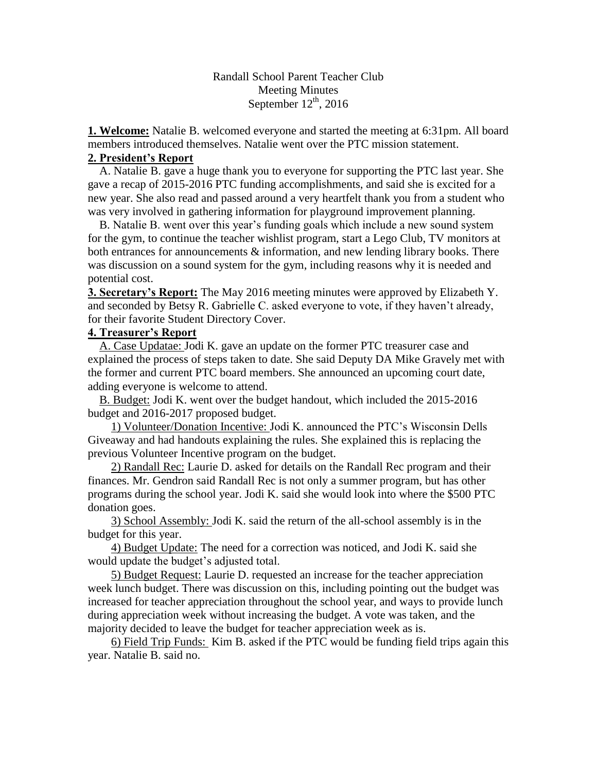Randall School Parent Teacher Club
Meeting Minutes
September 12th, 2016

**1. Welcome:** Natalie B. welcomed everyone and started the meeting at 6:31pm. All board members introduced themselves. Natalie went over the PTC mission statement.

**2. President's Report**

A. Natalie B. gave a huge thank you to everyone for supporting the PTC last year. She gave a recap of 2015-2016 PTC funding accomplishments, and said she is excited for a new year. She also read and passed around a very heartfelt thank you from a student who was very involved in gathering information for playground improvement planning.

B. Natalie B. went over this year's funding goals which include a new sound system for the gym, to continue the teacher wishlist program, start a Lego Club, TV monitors at both entrances for announcements & information, and new lending library books. There was discussion on a sound system for the gym, including reasons why it is needed and potential cost.

**3. Secretary's Report:** The May 2016 meeting minutes were approved by Elizabeth Y. and seconded by Betsy R. Gabrielle C. asked everyone to vote, if they haven't already, for their favorite Student Directory Cover.

**4. Treasurer's Report**

A. Case Updatae: Jodi K. gave an update on the former PTC treasurer case and explained the process of steps taken to date. She said Deputy DA Mike Gravely met with the former and current PTC board members. She announced an upcoming court date, adding everyone is welcome to attend.

B. Budget: Jodi K. went over the budget handout, which included the 2015-2016 budget and 2016-2017 proposed budget.

1) Volunteer/Donation Incentive: Jodi K. announced the PTC's Wisconsin Dells Giveaway and had handouts explaining the rules. She explained this is replacing the previous Volunteer Incentive program on the budget.

2) Randall Rec: Laurie D. asked for details on the Randall Rec program and their finances. Mr. Gendron said Randall Rec is not only a summer program, but has other programs during the school year. Jodi K. said she would look into where the $500 PTC donation goes.

3) School Assembly: Jodi K. said the return of the all-school assembly is in the budget for this year.

4) Budget Update: The need for a correction was noticed, and Jodi K. said she would update the budget's adjusted total.

5) Budget Request: Laurie D. requested an increase for the teacher appreciation week lunch budget. There was discussion on this, including pointing out the budget was increased for teacher appreciation throughout the school year, and ways to provide lunch during appreciation week without increasing the budget. A vote was taken, and the majority decided to leave the budget for teacher appreciation week as is.

6) Field Trip Funds: Kim B. asked if the PTC would be funding field trips again this year. Natalie B. said no.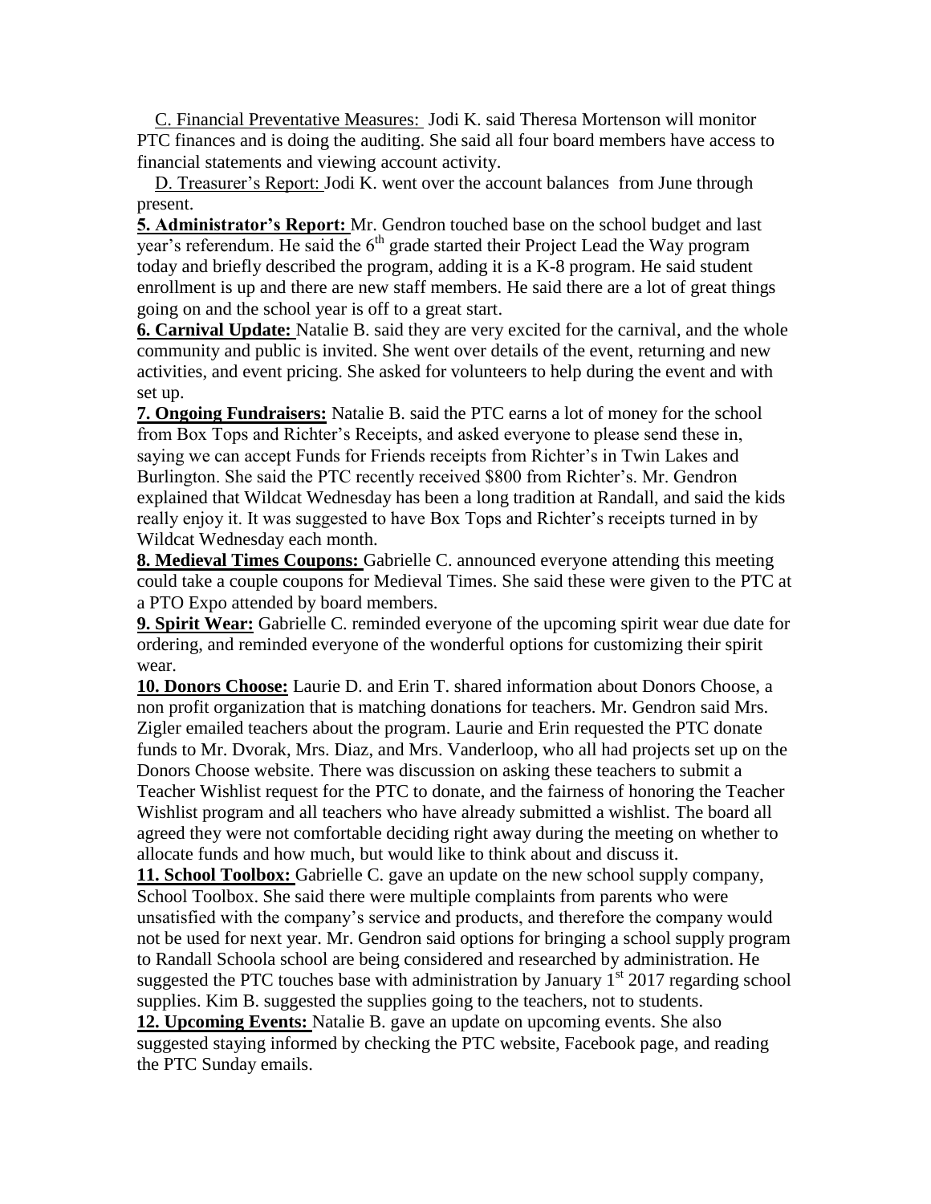C. Financial Preventative Measures: Jodi K. said Theresa Mortenson will monitor PTC finances and is doing the auditing. She said all four board members have access to financial statements and viewing account activity.

D. Treasurer's Report: Jodi K. went over the account balances from June through present.

**5. Administrator's Report:** Mr. Gendron touched base on the school budget and last year's referendum. He said the 6th grade started their Project Lead the Way program today and briefly described the program, adding it is a K-8 program. He said student enrollment is up and there are new staff members. He said there are a lot of great things going on and the school year is off to a great start.

**6. Carnival Update:** Natalie B. said they are very excited for the carnival, and the whole community and public is invited. She went over details of the event, returning and new activities, and event pricing. She asked for volunteers to help during the event and with set up.

**7. Ongoing Fundraisers:** Natalie B. said the PTC earns a lot of money for the school from Box Tops and Richter's Receipts, and asked everyone to please send these in, saying we can accept Funds for Friends receipts from Richter's in Twin Lakes and Burlington. She said the PTC recently received $800 from Richter's. Mr. Gendron explained that Wildcat Wednesday has been a long tradition at Randall, and said the kids really enjoy it. It was suggested to have Box Tops and Richter's receipts turned in by Wildcat Wednesday each month.

**8. Medieval Times Coupons:** Gabrielle C. announced everyone attending this meeting could take a couple coupons for Medieval Times. She said these were given to the PTC at a PTO Expo attended by board members.

**9. Spirit Wear:** Gabrielle C. reminded everyone of the upcoming spirit wear due date for ordering, and reminded everyone of the wonderful options for customizing their spirit wear.

**10. Donors Choose:** Laurie D. and Erin T. shared information about Donors Choose, a non profit organization that is matching donations for teachers. Mr. Gendron said Mrs. Zigler emailed teachers about the program. Laurie and Erin requested the PTC donate funds to Mr. Dvorak, Mrs. Diaz, and Mrs. Vanderloop, who all had projects set up on the Donors Choose website. There was discussion on asking these teachers to submit a Teacher Wishlist request for the PTC to donate, and the fairness of honoring the Teacher Wishlist program and all teachers who have already submitted a wishlist. The board all agreed they were not comfortable deciding right away during the meeting on whether to allocate funds and how much, but would like to think about and discuss it.

**11. School Toolbox:** Gabrielle C. gave an update on the new school supply company, School Toolbox. She said there were multiple complaints from parents who were unsatisfied with the company's service and products, and therefore the company would not be used for next year. Mr. Gendron said options for bringing a school supply program to Randall Schoola school are being considered and researched by administration. He suggested the PTC touches base with administration by January 1st 2017 regarding school supplies. Kim B. suggested the supplies going to the teachers, not to students.

**12. Upcoming Events:** Natalie B. gave an update on upcoming events. She also suggested staying informed by checking the PTC website, Facebook page, and reading the PTC Sunday emails.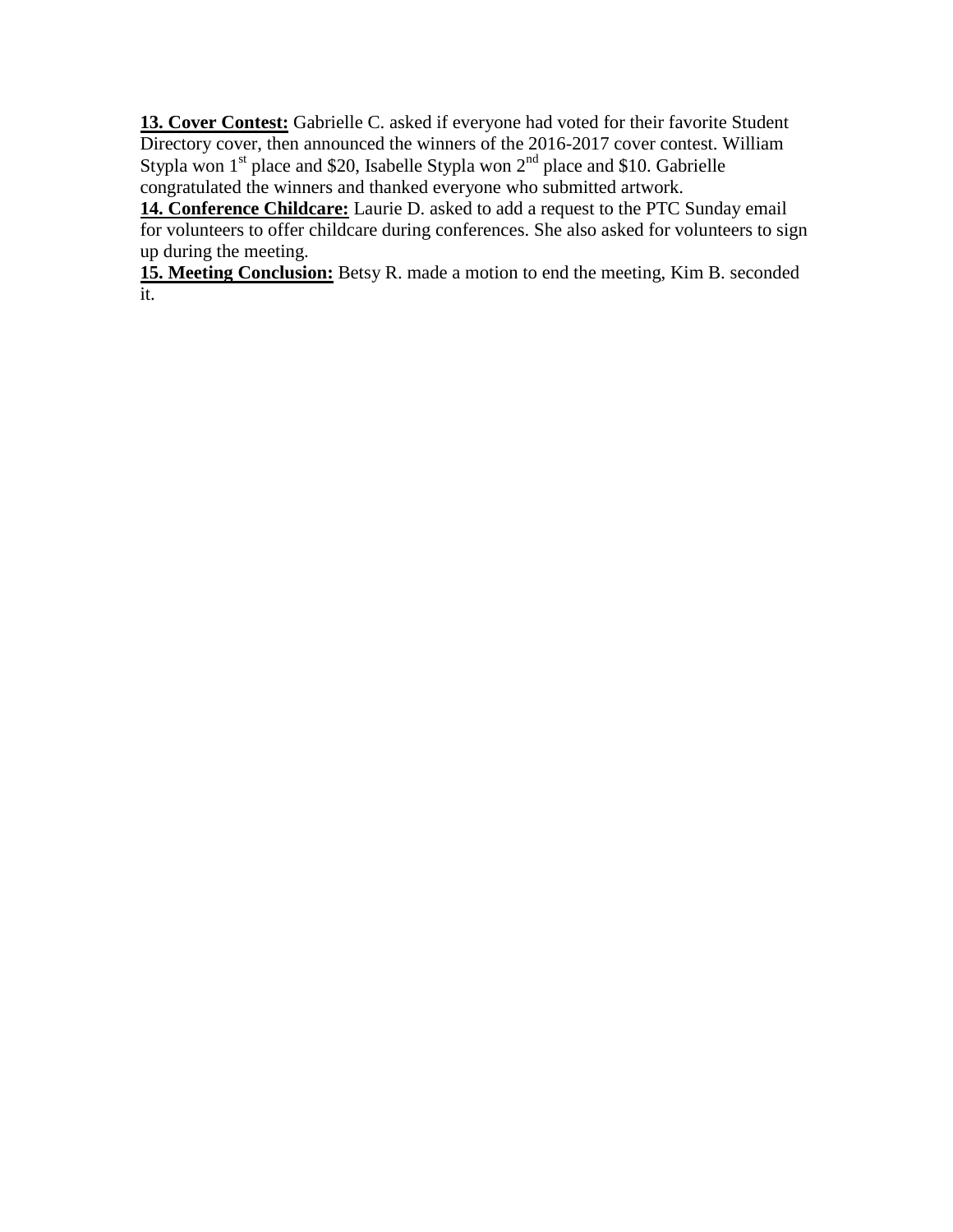**13. Cover Contest:** Gabrielle C. asked if everyone had voted for their favorite Student Directory cover, then announced the winners of the 2016-2017 cover contest. William Stypla won 1st place and $20, Isabelle Stypla won 2nd place and $10. Gabrielle congratulated the winners and thanked everyone who submitted artwork.

**14. Conference Childcare:** Laurie D. asked to add a request to the PTC Sunday email for volunteers to offer childcare during conferences. She also asked for volunteers to sign up during the meeting.

**15. Meeting Conclusion:** Betsy R. made a motion to end the meeting, Kim B. seconded it.